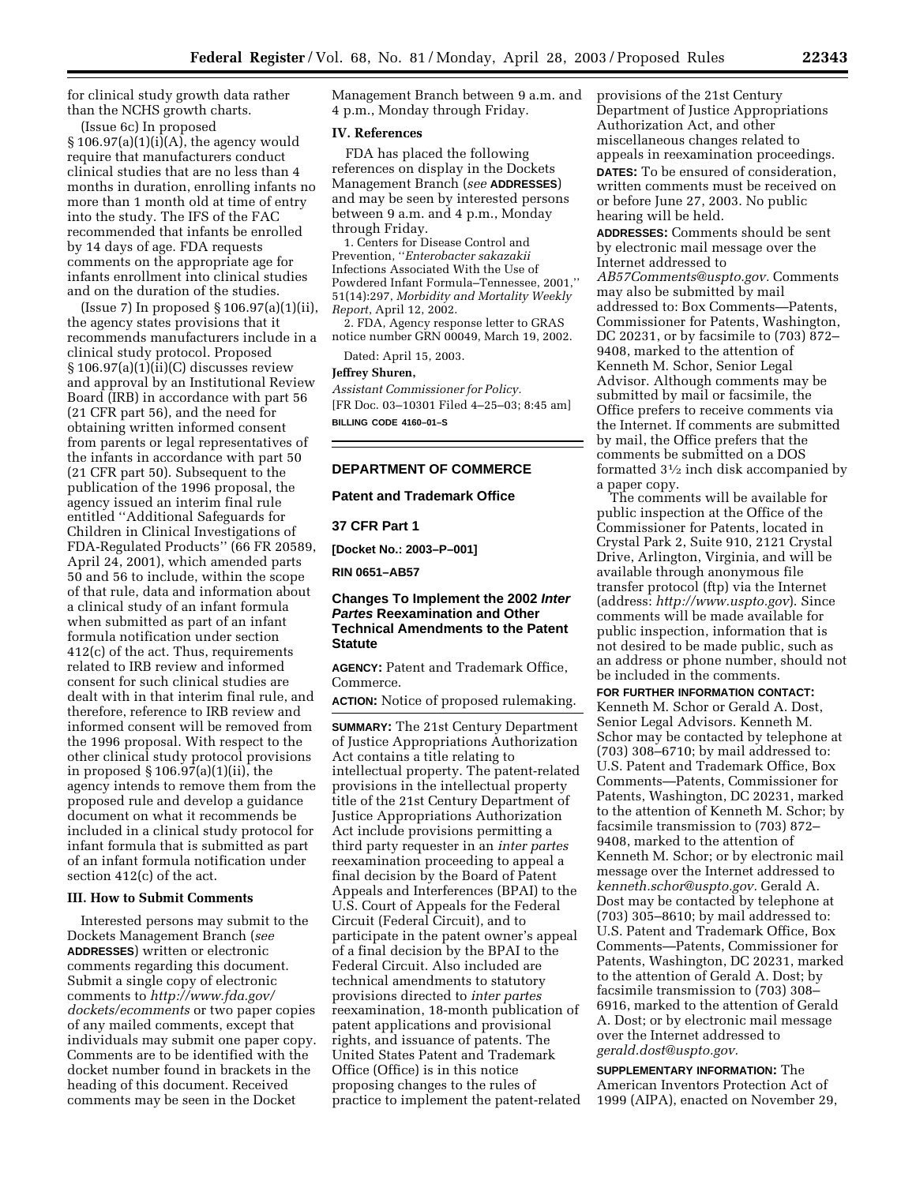for clinical study growth data rather than the NCHS growth charts.

(Issue 6c) In proposed § 106.97(a)(1)(i)(A), the agency would require that manufacturers conduct clinical studies that are no less than 4 months in duration, enrolling infants no more than 1 month old at time of entry into the study. The IFS of the FAC recommended that infants be enrolled by 14 days of age. FDA requests comments on the appropriate age for infants enrollment into clinical studies and on the duration of the studies.

(Issue 7) In proposed § 106.97(a)(1)(ii), the agency states provisions that it recommends manufacturers include in a clinical study protocol. Proposed § 106.97(a)(1)(ii)(C) discusses review and approval by an Institutional Review Board (IRB) in accordance with part 56 (21 CFR part 56), and the need for obtaining written informed consent from parents or legal representatives of the infants in accordance with part 50 (21 CFR part 50). Subsequent to the publication of the 1996 proposal, the agency issued an interim final rule entitled ''Additional Safeguards for Children in Clinical Investigations of FDA-Regulated Products'' (66 FR 20589, April 24, 2001), which amended parts 50 and 56 to include, within the scope of that rule, data and information about a clinical study of an infant formula when submitted as part of an infant formula notification under section 412(c) of the act. Thus, requirements related to IRB review and informed consent for such clinical studies are dealt with in that interim final rule, and therefore, reference to IRB review and informed consent will be removed from the 1996 proposal. With respect to the other clinical study protocol provisions in proposed § 106.97(a)(1)(ii), the agency intends to remove them from the proposed rule and develop a guidance document on what it recommends be included in a clinical study protocol for infant formula that is submitted as part of an infant formula notification under section 412(c) of the act.

### III. How to Submit Comments

Interested persons may submit to the Dockets Management Branch (*see* **ADDRESSES**) written or electronic comments regarding this document. Submit a single copy of electronic comments to *http://www.fda.gov/dockets/ecomments* or two paper copies of any mailed comments, except that individuals may submit one paper copy. Comments are to be identified with the docket number found in brackets in the heading of this document. Received comments may be seen in the Docket Management Branch between 9 a.m. and 4 p.m., Monday through Friday.

### IV. References

FDA has placed the following references on display in the Dockets Management Branch (*see* **ADDRESSES**) and may be seen by interested persons between 9 a.m. and 4 p.m., Monday through Friday.

1. Centers for Disease Control and Prevention, ''*Enterobacter sakazakii* Infections Associated With the Use of Powdered Infant Formula–Tennessee, 2001,'' 51(14):297, *Morbidity and Mortality Weekly Report*, April 12, 2002.

2. FDA, Agency response letter to GRAS notice number GRN 00049, March 19, 2002.

Dated: April 15, 2003.

**Jeffrey Shuren,**

*Assistant Commissioner for Policy.*

[FR Doc. 03–10301 Filed 4–25–03; 8:45 am]

**BILLING CODE 4160–01–S**

---

## DEPARTMENT OF COMMERCE

### Patent and Trademark Office

### 37 CFR Part 1

**[Docket No.: 2003–P–001]**

**RIN 0651–AB57**

### Changes To Implement the 2002 *Inter Partes* Reexamination and Other Technical Amendments to the Patent Statute

**AGENCY:** Patent and Trademark Office, Commerce.

**ACTION:** Notice of proposed rulemaking.

**SUMMARY:** The 21st Century Department of Justice Appropriations Authorization Act contains a title relating to intellectual property. The patent-related provisions in the intellectual property title of the 21st Century Department of Justice Appropriations Authorization Act include provisions permitting a third party requester in an *inter partes* reexamination proceeding to appeal a final decision by the Board of Patent Appeals and Interferences (BPAI) to the U.S. Court of Appeals for the Federal Circuit (Federal Circuit), and to participate in the patent owner's appeal of a final decision by the BPAI to the Federal Circuit. Also included are technical amendments to statutory provisions directed to *inter partes* reexamination, 18-month publication of patent applications and provisional rights, and issuance of patents. The United States Patent and Trademark Office (Office) is in this notice proposing changes to the rules of practice to implement the patent-related provisions of the 21st Century Department of Justice Appropriations Authorization Act, and other miscellaneous changes related to appeals in reexamination proceedings.

**DATES:** To be ensured of consideration, written comments must be received on or before June 27, 2003. No public hearing will be held.

**ADDRESSES:** Comments should be sent by electronic mail message over the Internet addressed to *AB57Comments@uspto.gov*. Comments may also be submitted by mail addressed to: Box Comments—Patents, Commissioner for Patents, Washington, DC 20231, or by facsimile to (703) 872–9408, marked to the attention of Kenneth M. Schor, Senior Legal Advisor. Although comments may be submitted by mail or facsimile, the Office prefers to receive comments via the Internet. If comments are submitted by mail, the Office prefers that the comments be submitted on a DOS formatted 3½ inch disk accompanied by a paper copy.

The comments will be available for public inspection at the Office of the Commissioner for Patents, located in Crystal Park 2, Suite 910, 2121 Crystal Drive, Arlington, Virginia, and will be available through anonymous file transfer protocol (ftp) via the Internet (address: *http://www.uspto.gov*). Since comments will be made available for public inspection, information that is not desired to be made public, such as an address or phone number, should not be included in the comments.

**FOR FURTHER INFORMATION CONTACT:** Kenneth M. Schor or Gerald A. Dost, Senior Legal Advisors. Kenneth M. Schor may be contacted by telephone at (703) 308–6710; by mail addressed to: U.S. Patent and Trademark Office, Box Comments—Patents, Commissioner for Patents, Washington, DC 20231, marked to the attention of Kenneth M. Schor; by facsimile transmission to (703) 872–9408, marked to the attention of Kenneth M. Schor; or by electronic mail message over the Internet addressed to *kenneth.schor@uspto.gov.* Gerald A. Dost may be contacted by telephone at (703) 305–8610; by mail addressed to: U.S. Patent and Trademark Office, Box Comments—Patents, Commissioner for Patents, Washington, DC 20231, marked to the attention of Gerald A. Dost; by facsimile transmission to (703) 308–6916, marked to the attention of Gerald A. Dost; or by electronic mail message over the Internet addressed to *gerald.dost@uspto.gov.*

**SUPPLEMENTARY INFORMATION:** The American Inventors Protection Act of 1999 (AIPA), enacted on November 29,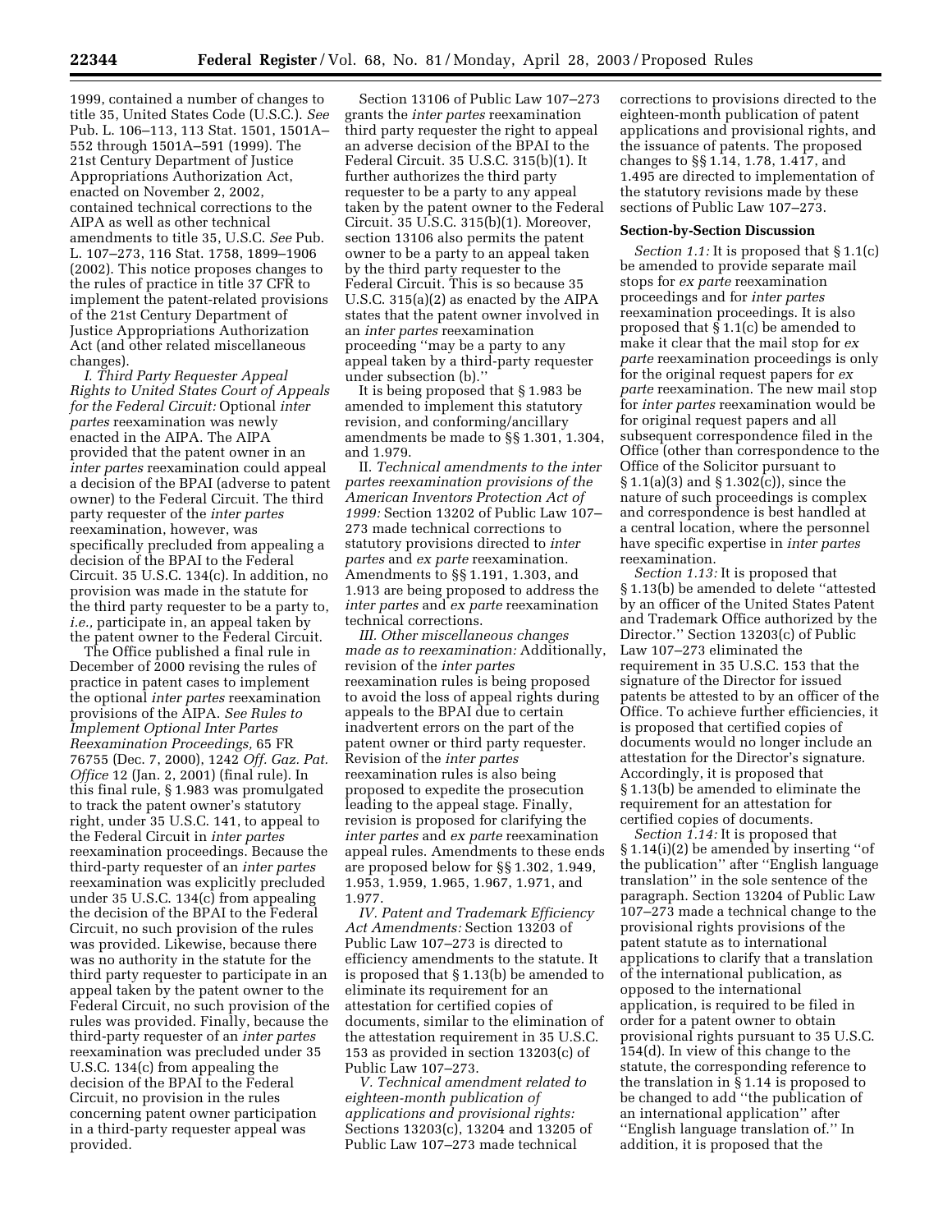1999, contained a number of changes to title 35, United States Code (U.S.C.). *See* Pub. L. 106–113, 113 Stat. 1501, 1501A–552 through 1501A–591 (1999). The 21st Century Department of Justice Appropriations Authorization Act, enacted on November 2, 2002, contained technical corrections to the AIPA as well as other technical amendments to title 35, U.S.C. *See* Pub. L. 107–273, 116 Stat. 1758, 1899–1906 (2002). This notice proposes changes to the rules of practice in title 37 CFR to implement the patent-related provisions of the 21st Century Department of Justice Appropriations Authorization Act (and other related miscellaneous changes).

*I. Third Party Requester Appeal Rights to United States Court of Appeals for the Federal Circuit:* Optional *inter partes* reexamination was newly enacted in the AIPA. The AIPA provided that the patent owner in an *inter partes* reexamination could appeal a decision of the BPAI (adverse to patent owner) to the Federal Circuit. The third party requester of the *inter partes* reexamination, however, was specifically precluded from appealing a decision of the BPAI to the Federal Circuit. 35 U.S.C. 134(c). In addition, no provision was made in the statute for the third party requester to be a party to, *i.e.,* participate in, an appeal taken by the patent owner to the Federal Circuit.

The Office published a final rule in December of 2000 revising the rules of practice in patent cases to implement the optional *inter partes* reexamination provisions of the AIPA. *See Rules to Implement Optional Inter Partes Reexamination Proceedings,* 65 FR 76755 (Dec. 7, 2000), 1242 *Off. Gaz. Pat. Office* 12 (Jan. 2, 2001) (final rule). In this final rule, § 1.983 was promulgated to track the patent owner's statutory right, under 35 U.S.C. 141, to appeal to the Federal Circuit in *inter partes* reexamination proceedings. Because the third-party requester of an *inter partes* reexamination was explicitly precluded under 35 U.S.C. 134(c) from appealing the decision of the BPAI to the Federal Circuit, no such provision of the rules was provided. Likewise, because there was no authority in the statute for the third party requester to participate in an appeal taken by the patent owner to the Federal Circuit, no such provision of the rules was provided. Finally, because the third-party requester of an *inter partes* reexamination was precluded under 35 U.S.C. 134(c) from appealing the decision of the BPAI to the Federal Circuit, no provision in the rules concerning patent owner participation in a third-party requester appeal was provided.

Section 13106 of Public Law 107–273 grants the *inter partes* reexamination third party requester the right to appeal an adverse decision of the BPAI to the Federal Circuit. 35 U.S.C. 315(b)(1). It further authorizes the third party requester to be a party to any appeal taken by the patent owner to the Federal Circuit. 35 U.S.C. 315(b)(1). Moreover, section 13106 also permits the patent owner to be a party to an appeal taken by the third party requester to the Federal Circuit. This is so because 35 U.S.C. 315(a)(2) as enacted by the AIPA states that the patent owner involved in an *inter partes* reexamination proceeding "may be a party to any appeal taken by a third-party requester under subsection (b)."

It is being proposed that § 1.983 be amended to implement this statutory revision, and conforming/ancillary amendments be made to §§ 1.301, 1.304, and 1.979.

II. *Technical amendments to the inter partes reexamination provisions of the American Inventors Protection Act of 1999:* Section 13202 of Public Law 107–273 made technical corrections to statutory provisions directed to *inter partes* and *ex parte* reexamination. Amendments to §§ 1.191, 1.303, and 1.913 are being proposed to address the *inter partes* and *ex parte* reexamination technical corrections.

*III. Other miscellaneous changes made as to reexamination:* Additionally, revision of the *inter partes* reexamination rules is being proposed to avoid the loss of appeal rights during appeals to the BPAI due to certain inadvertent errors on the part of the patent owner or third party requester. Revision of the *inter partes* reexamination rules is also being proposed to expedite the prosecution leading to the appeal stage. Finally, revision is proposed for clarifying the *inter partes* and *ex parte* reexamination appeal rules. Amendments to these ends are proposed below for §§ 1.302, 1.949, 1.953, 1.959, 1.965, 1.967, 1.971, and 1.977.

*IV. Patent and Trademark Efficiency Act Amendments:* Section 13203 of Public Law 107–273 is directed to efficiency amendments to the statute. It is proposed that § 1.13(b) be amended to eliminate its requirement for an attestation for certified copies of documents, similar to the elimination of the attestation requirement in 35 U.S.C. 153 as provided in section 13203(c) of Public Law 107–273.

*V. Technical amendment related to eighteen-month publication of applications and provisional rights:* Sections 13203(c), 13204 and 13205 of Public Law 107–273 made technical corrections to provisions directed to the eighteen-month publication of patent applications and provisional rights, and the issuance of patents. The proposed changes to §§ 1.14, 1.78, 1.417, and 1.495 are directed to implementation of the statutory revisions made by these sections of Public Law 107–273.

**Section-by-Section Discussion**

*Section 1.1:* It is proposed that § 1.1(c) be amended to provide separate mail stops for *ex parte* reexamination proceedings and for *inter partes* reexamination proceedings. It is also proposed that § 1.1(c) be amended to make it clear that the mail stop for *ex parte* reexamination proceedings is only for the original request papers for *ex parte* reexamination. The new mail stop for *inter partes* reexamination would be for original request papers and all subsequent correspondence filed in the Office (other than correspondence to the Office of the Solicitor pursuant to § 1.1(a)(3) and § 1.302(c)), since the nature of such proceedings is complex and correspondence is best handled at a central location, where the personnel have specific expertise in *inter partes* reexamination.

*Section 1.13:* It is proposed that § 1.13(b) be amended to delete "attested by an officer of the United States Patent and Trademark Office authorized by the Director." Section 13203(c) of Public Law 107–273 eliminated the requirement in 35 U.S.C. 153 that the signature of the Director for issued patents be attested to by an officer of the Office. To achieve further efficiencies, it is proposed that certified copies of documents would no longer include an attestation for the Director's signature. Accordingly, it is proposed that § 1.13(b) be amended to eliminate the requirement for an attestation for certified copies of documents.

*Section 1.14:* It is proposed that § 1.14(i)(2) be amended by inserting "of the publication" after "English language translation" in the sole sentence of the paragraph. Section 13204 of Public Law 107–273 made a technical change to the provisional rights provisions of the patent statute as to international applications to clarify that a translation of the international publication, as opposed to the international application, is required to be filed in order for a patent owner to obtain provisional rights pursuant to 35 U.S.C. 154(d). In view of this change to the statute, the corresponding reference to the translation in § 1.14 is proposed to be changed to add "the publication of an international application" after "English language translation of." In addition, it is proposed that the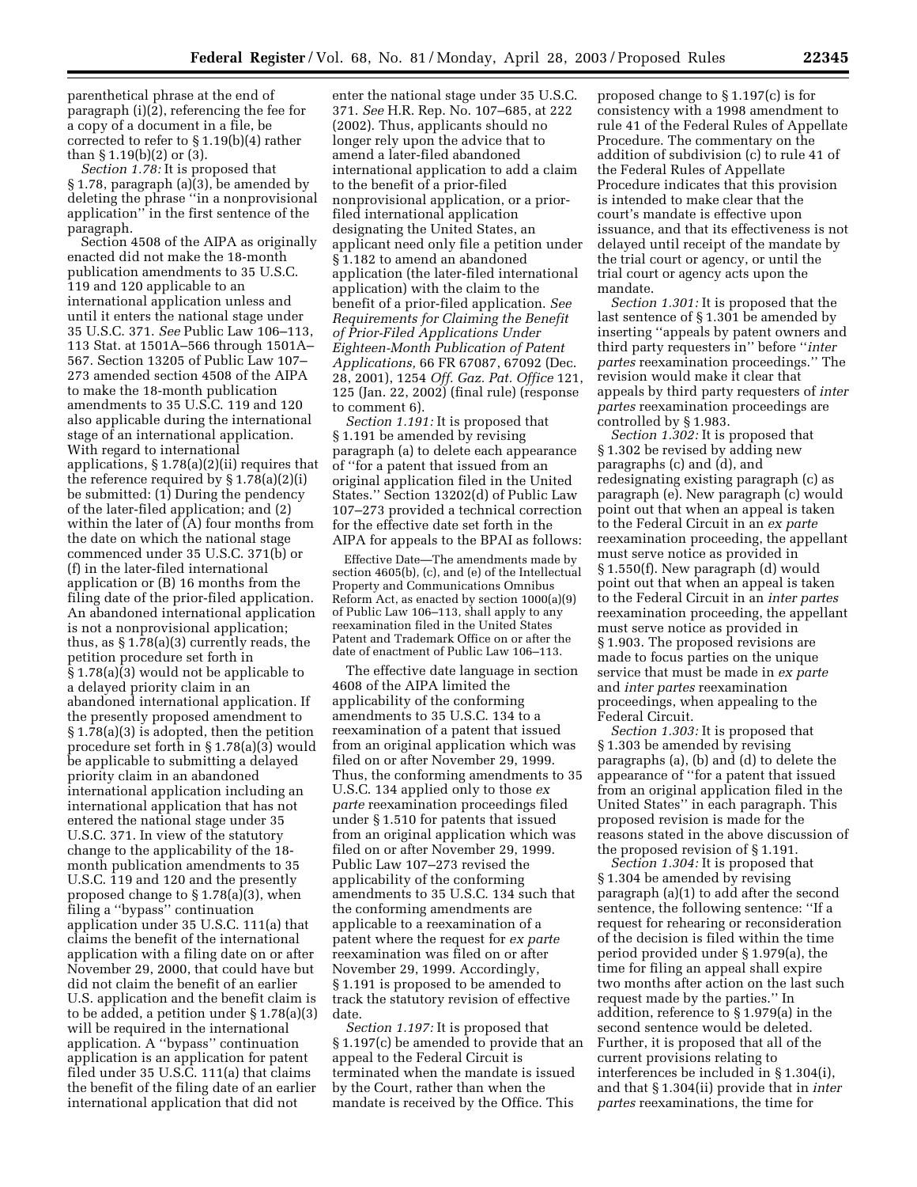parenthetical phrase at the end of paragraph (i)(2), referencing the fee for a copy of a document in a file, be corrected to refer to § 1.19(b)(4) rather than § 1.19(b)(2) or (3).

*Section 1.78:* It is proposed that § 1.78, paragraph (a)(3), be amended by deleting the phrase "in a nonprovisional application" in the first sentence of the paragraph.

Section 4508 of the AIPA as originally enacted did not make the 18-month publication amendments to 35 U.S.C. 119 and 120 applicable to an international application unless and until it enters the national stage under 35 U.S.C. 371. *See* Public Law 106–113, 113 Stat. at 1501A–566 through 1501A–567. Section 13205 of Public Law 107–273 amended section 4508 of the AIPA to make the 18-month publication amendments to 35 U.S.C. 119 and 120 also applicable during the international stage of an international application. With regard to international applications, § 1.78(a)(2)(ii) requires that the reference required by § 1.78(a)(2)(i) be submitted: (1) During the pendency of the later-filed application; and (2) within the later of (A) four months from the date on which the national stage commenced under 35 U.S.C. 371(b) or (f) in the later-filed international application or (B) 16 months from the filing date of the prior-filed application. An abandoned international application is not a nonprovisional application; thus, as § 1.78(a)(3) currently reads, the petition procedure set forth in § 1.78(a)(3) would not be applicable to a delayed priority claim in an abandoned international application. If the presently proposed amendment to § 1.78(a)(3) is adopted, then the petition procedure set forth in § 1.78(a)(3) would be applicable to submitting a delayed priority claim in an abandoned international application including an international application that has not entered the national stage under 35 U.S.C. 371. In view of the statutory change to the applicability of the 18-month publication amendments to 35 U.S.C. 119 and 120 and the presently proposed change to § 1.78(a)(3), when filing a "bypass" continuation application under 35 U.S.C. 111(a) that claims the benefit of the international application with a filing date on or after November 29, 2000, that could have but did not claim the benefit of an earlier U.S. application and the benefit claim is to be added, a petition under § 1.78(a)(3) will be required in the international application. A "bypass" continuation application is an application for patent filed under 35 U.S.C. 111(a) that claims the benefit of the filing date of an earlier international application that did not enter the national stage under 35 U.S.C. 371. *See* H.R. Rep. No. 107–685, at 222 (2002). Thus, applicants should no longer rely upon the advice that to amend a later-filed abandoned international application to add a claim to the benefit of a prior-filed nonprovisional application, or a prior-filed international application designating the United States, an applicant need only file a petition under § 1.182 to amend an abandoned application (the later-filed international application) with the claim to the benefit of a prior-filed application. *See Requirements for Claiming the Benefit of Prior-Filed Applications Under Eighteen-Month Publication of Patent Applications,* 66 FR 67087, 67092 (Dec. 28, 2001), 1254 *Off. Gaz. Pat. Office* 121, 125 (Jan. 22, 2002) (final rule) (response to comment 6).

*Section 1.191:* It is proposed that § 1.191 be amended by revising paragraph (a) to delete each appearance of "for a patent that issued from an original application filed in the United States." Section 13202(d) of Public Law 107–273 provided a technical correction for the effective date set forth in the AIPA for appeals to the BPAI as follows:

> Effective Date—The amendments made by section 4605(b), (c), and (e) of the Intellectual Property and Communications Omnibus Reform Act, as enacted by section 1000(a)(9) of Public Law 106–113, shall apply to any reexamination filed in the United States Patent and Trademark Office on or after the date of enactment of Public Law 106–113.

The effective date language in section 4608 of the AIPA limited the applicability of the conforming amendments to 35 U.S.C. 134 to a reexamination of a patent that issued from an original application which was filed on or after November 29, 1999. Thus, the conforming amendments to 35 U.S.C. 134 applied only to those *ex parte* reexamination proceedings filed under § 1.510 for patents that issued from an original application which was filed on or after November 29, 1999. Public Law 107–273 revised the applicability of the conforming amendments to 35 U.S.C. 134 such that the conforming amendments are applicable to a reexamination of a patent where the request for *ex parte* reexamination was filed on or after November 29, 1999. Accordingly, § 1.191 is proposed to be amended to track the statutory revision of effective date.

*Section 1.197:* It is proposed that § 1.197(c) be amended to provide that an appeal to the Federal Circuit is terminated when the mandate is issued by the Court, rather than when the mandate is received by the Office. This proposed change to § 1.197(c) is for consistency with a 1998 amendment to rule 41 of the Federal Rules of Appellate Procedure. The commentary on the addition of subdivision (c) to rule 41 of the Federal Rules of Appellate Procedure indicates that this provision is intended to make clear that the court's mandate is effective upon issuance, and that its effectiveness is not delayed until receipt of the mandate by the trial court or agency, or until the trial court or agency acts upon the mandate.

*Section 1.301:* It is proposed that the last sentence of § 1.301 be amended by inserting "appeals by patent owners and third party requesters in" before "*inter partes* reexamination proceedings." The revision would make it clear that appeals by third party requesters of *inter partes* reexamination proceedings are controlled by § 1.983.

*Section 1.302:* It is proposed that § 1.302 be revised by adding new paragraphs (c) and (d), and redesignating existing paragraph (c) as paragraph (e). New paragraph (c) would point out that when an appeal is taken to the Federal Circuit in an *ex parte* reexamination proceeding, the appellant must serve notice as provided in § 1.550(f). New paragraph (d) would point out that when an appeal is taken to the Federal Circuit in an *inter partes* reexamination proceeding, the appellant must serve notice as provided in § 1.903. The proposed revisions are made to focus parties on the unique service that must be made in *ex parte* and *inter partes* reexamination proceedings, when appealing to the Federal Circuit.

*Section 1.303:* It is proposed that § 1.303 be amended by revising paragraphs (a), (b) and (d) to delete the appearance of "for a patent that issued from an original application filed in the United States" in each paragraph. This proposed revision is made for the reasons stated in the above discussion of the proposed revision of § 1.191.

*Section 1.304:* It is proposed that § 1.304 be amended by revising paragraph (a)(1) to add after the second sentence, the following sentence: "If a request for rehearing or reconsideration of the decision is filed within the time period provided under § 1.979(a), the time for filing an appeal shall expire two months after action on the last such request made by the parties." In addition, reference to § 1.979(a) in the second sentence would be deleted. Further, it is proposed that all of the current provisions relating to interferences be included in § 1.304(i), and that § 1.304(ii) provide that in *inter partes* reexaminations, the time for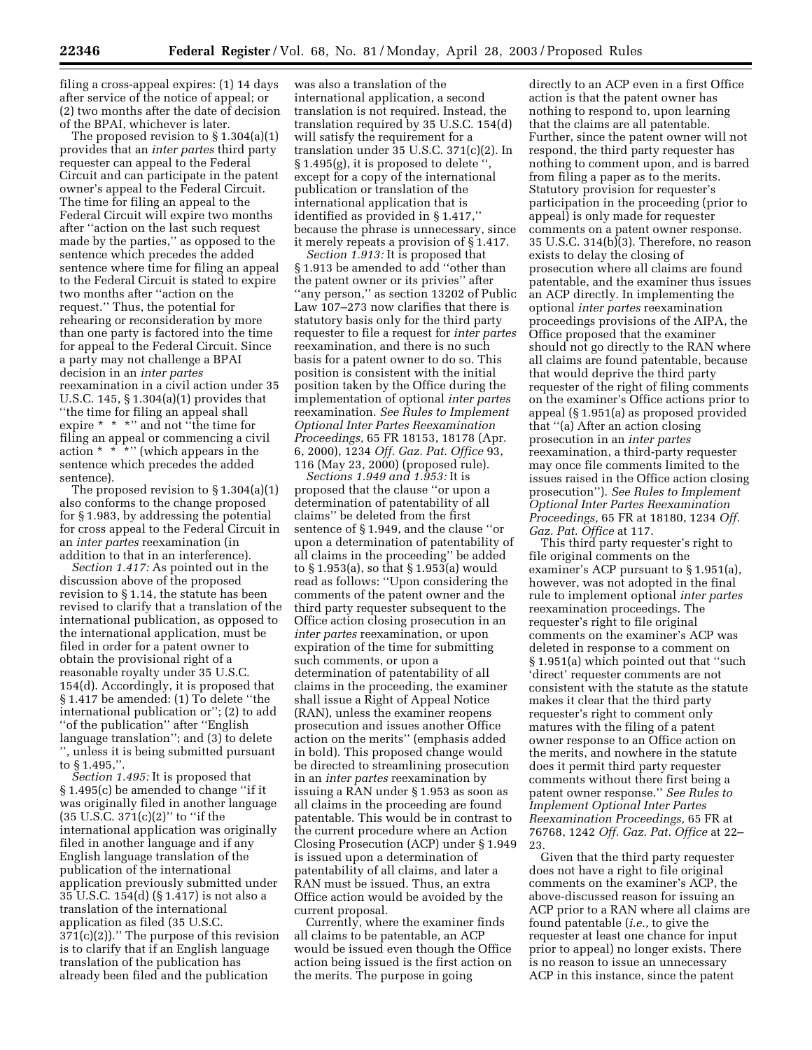filing a cross-appeal expires: (1) 14 days after service of the notice of appeal; or (2) two months after the date of decision of the BPAI, whichever is later.

The proposed revision to § 1.304(a)(1) provides that an *inter partes* third party requester can appeal to the Federal Circuit and can participate in the patent owner's appeal to the Federal Circuit. The time for filing an appeal to the Federal Circuit will expire two months after ''action on the last such request made by the parties,'' as opposed to the sentence which precedes the added sentence where time for filing an appeal to the Federal Circuit is stated to expire two months after ''action on the request.'' Thus, the potential for rehearing or reconsideration by more than one party is factored into the time for appeal to the Federal Circuit. Since a party may not challenge a BPAI decision in an *inter partes* reexamination in a civil action under 35 U.S.C. 145, § 1.304(a)(1) provides that ''the time for filing an appeal shall expire * * *'' and not ''the time for filing an appeal or commencing a civil action * * *'' (which appears in the sentence which precedes the added sentence).

The proposed revision to § 1.304(a)(1) also conforms to the change proposed for § 1.983, by addressing the potential for cross appeal to the Federal Circuit in an *inter partes* reexamination (in addition to that in an interference).

*Section 1.417:* As pointed out in the discussion above of the proposed revision to § 1.14, the statute has been revised to clarify that a translation of the international publication, as opposed to the international application, must be filed in order for a patent owner to obtain the provisional right of a reasonable royalty under 35 U.S.C. 154(d). Accordingly, it is proposed that § 1.417 be amended: (1) To delete ''the international publication or''; (2) to add ''of the publication'' after ''English language translation''; and (3) to delete '', unless it is being submitted pursuant to § 1.495,''.

*Section 1.495:* It is proposed that § 1.495(c) be amended to change ''if it was originally filed in another language (35 U.S.C. 371(c)(2)'' to ''if the international application was originally filed in another language and if any English language translation of the publication of the international application previously submitted under 35 U.S.C. 154(d) (§ 1.417) is not also a translation of the international application as filed (35 U.S.C. 371(c)(2)).'' The purpose of this revision is to clarify that if an English language translation of the publication has already been filed and the publication was also a translation of the international application, a second translation is not required. Instead, the translation required by 35 U.S.C. 154(d) will satisfy the requirement for a translation under 35 U.S.C. 371(c)(2). In § 1.495(g), it is proposed to delete '', except for a copy of the international publication or translation of the international application that is identified as provided in § 1.417,'' because the phrase is unnecessary, since it merely repeats a provision of § 1.417.

*Section 1.913:* It is proposed that § 1.913 be amended to add ''other than the patent owner or its privies'' after ''any person,'' as section 13202 of Public Law 107–273 now clarifies that there is statutory basis only for the third party requester to file a request for *inter partes* reexamination, and there is no such basis for a patent owner to do so. This position is consistent with the initial position taken by the Office during the implementation of optional *inter partes* reexamination. *See Rules to Implement Optional Inter Partes Reexamination Proceedings,* 65 FR 18153, 18178 (Apr. 6, 2000), 1234 *Off. Gaz. Pat. Office* 93, 116 (May 23, 2000) (proposed rule).

*Sections 1.949 and 1.953:* It is proposed that the clause ''or upon a determination of patentability of all claims'' be deleted from the first sentence of § 1.949, and the clause ''or upon a determination of patentability of all claims in the proceeding'' be added to § 1.953(a), so that § 1.953(a) would read as follows: ''Upon considering the comments of the patent owner and the third party requester subsequent to the Office action closing prosecution in an *inter partes* reexamination, or upon expiration of the time for submitting such comments, or upon a determination of patentability of all claims in the proceeding, the examiner shall issue a Right of Appeal Notice (RAN), unless the examiner reopens prosecution and issues another Office action on the merits'' (emphasis added in bold). This proposed change would be directed to streamlining prosecution in an *inter partes* reexamination by issuing a RAN under § 1.953 as soon as all claims in the proceeding are found patentable. This would be in contrast to the current procedure where an Action Closing Prosecution (ACP) under § 1.949 is issued upon a determination of patentability of all claims, and later a RAN must be issued. Thus, an extra Office action would be avoided by the current proposal.

Currently, where the examiner finds all claims to be patentable, an ACP would be issued even though the Office action being issued is the first action on the merits. The purpose in going directly to an ACP even in a first Office action is that the patent owner has nothing to respond to, upon learning that the claims are all patentable. Further, since the patent owner will not respond, the third party requester has nothing to comment upon, and is barred from filing a paper as to the merits. Statutory provision for requester's participation in the proceeding (prior to appeal) is only made for requester comments on a patent owner response. 35 U.S.C. 314(b)(3). Therefore, no reason exists to delay the closing of prosecution where all claims are found patentable, and the examiner thus issues an ACP directly. In implementing the optional *inter partes* reexamination proceedings provisions of the AIPA, the Office proposed that the examiner should not go directly to the RAN where all claims are found patentable, because that would deprive the third party requester of the right of filing comments on the examiner's Office actions prior to appeal (§ 1.951(a) as proposed provided that ''(a) After an action closing prosecution in an *inter partes* reexamination, a third-party requester may once file comments limited to the issues raised in the Office action closing prosecution''). *See Rules to Implement Optional Inter Partes Reexamination Proceedings,* 65 FR at 18180, 1234 *Off. Gaz. Pat. Office* at 117.

This third party requester's right to file original comments on the examiner's ACP pursuant to § 1.951(a), however, was not adopted in the final rule to implement optional *inter partes* reexamination proceedings. The requester's right to file original comments on the examiner's ACP was deleted in response to a comment on § 1.951(a) which pointed out that ''such 'direct' requester comments are not consistent with the statute as the statute makes it clear that the third party requester's right to comment only matures with the filing of a patent owner response to an Office action on the merits, and nowhere in the statute does it permit third party requester comments without there first being a patent owner response.'' *See Rules to Implement Optional Inter Partes Reexamination Proceedings,* 65 FR at 76768, 1242 *Off. Gaz. Pat. Office* at 22–23.

Given that the third party requester does not have a right to file original comments on the examiner's ACP, the above-discussed reason for issuing an ACP prior to a RAN where all claims are found patentable (*i.e.*, to give the requester at least one chance for input prior to appeal) no longer exists. There is no reason to issue an unnecessary ACP in this instance, since the patent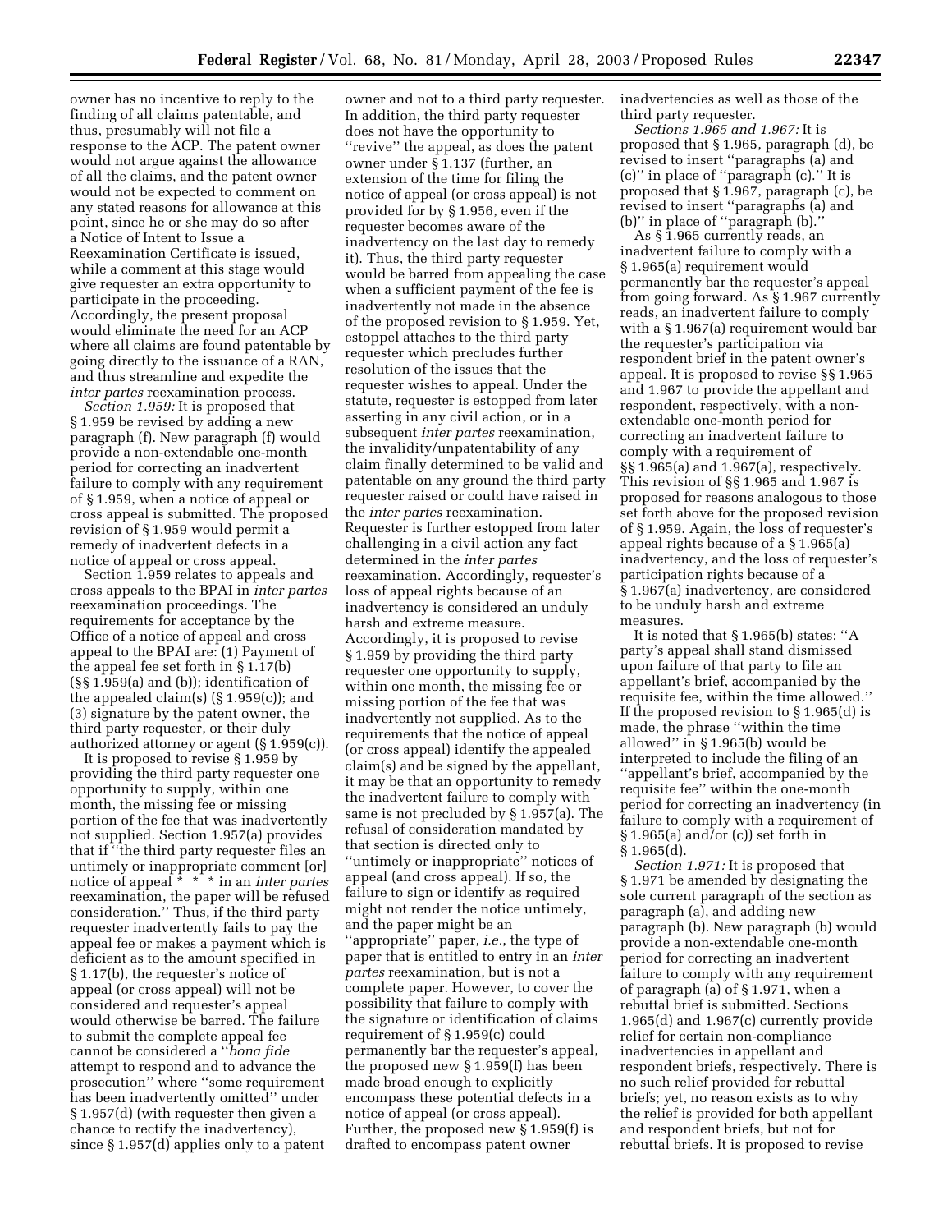owner has no incentive to reply to the finding of all claims patentable, and thus, presumably will not file a response to the ACP. The patent owner would not argue against the allowance of all the claims, and the patent owner would not be expected to comment on any stated reasons for allowance at this point, since he or she may do so after a Notice of Intent to Issue a Reexamination Certificate is issued, while a comment at this stage would give requester an extra opportunity to participate in the proceeding. Accordingly, the present proposal would eliminate the need for an ACP where all claims are found patentable by going directly to the issuance of a RAN, and thus streamline and expedite the *inter partes* reexamination process.

*Section 1.959:* It is proposed that § 1.959 be revised by adding a new paragraph (f). New paragraph (f) would provide a non-extendable one-month period for correcting an inadvertent failure to comply with any requirement of § 1.959, when a notice of appeal or cross appeal is submitted. The proposed revision of § 1.959 would permit a remedy of inadvertent defects in a notice of appeal or cross appeal.

Section 1.959 relates to appeals and cross appeals to the BPAI in *inter partes* reexamination proceedings. The requirements for acceptance by the Office of a notice of appeal and cross appeal to the BPAI are: (1) Payment of the appeal fee set forth in § 1.17(b) (§§ 1.959(a) and (b)); identification of the appealed claim(s) (§ 1.959(c)); and (3) signature by the patent owner, the third party requester, or their duly authorized attorney or agent (§ 1.959(c)).

It is proposed to revise § 1.959 by providing the third party requester one opportunity to supply, within one month, the missing fee or missing portion of the fee that was inadvertently not supplied. Section 1.957(a) provides that if ''the third party requester files an untimely or inappropriate comment [or] notice of appeal * * * in an *inter partes* reexamination, the paper will be refused consideration.'' Thus, if the third party requester inadvertently fails to pay the appeal fee or makes a payment which is deficient as to the amount specified in § 1.17(b), the requester's notice of appeal (or cross appeal) will not be considered and requester's appeal would otherwise be barred. The failure to submit the complete appeal fee cannot be considered a ''*bona fide* attempt to respond and to advance the prosecution'' where ''some requirement has been inadvertently omitted'' under § 1.957(d) (with requester then given a chance to rectify the inadvertency), since § 1.957(d) applies only to a patent owner and not to a third party requester. In addition, the third party requester does not have the opportunity to ''revive'' the appeal, as does the patent owner under § 1.137 (further, an extension of the time for filing the notice of appeal (or cross appeal) is not provided for by § 1.956, even if the requester becomes aware of the inadvertency on the last day to remedy it). Thus, the third party requester would be barred from appealing the case when a sufficient payment of the fee is inadvertently not made in the absence of the proposed revision to § 1.959. Yet, estoppel attaches to the third party requester which precludes further resolution of the issues that the requester wishes to appeal. Under the statute, requester is estopped from later asserting in any civil action, or in a subsequent *inter partes* reexamination, the invalidity/unpatentability of any claim finally determined to be valid and patentable on any ground the third party requester raised or could have raised in the *inter partes* reexamination. Requester is further estopped from later challenging in a civil action any fact determined in the *inter partes* reexamination. Accordingly, requester's loss of appeal rights because of an inadvertency is considered an unduly harsh and extreme measure. Accordingly, it is proposed to revise § 1.959 by providing the third party requester one opportunity to supply, within one month, the missing fee or missing portion of the fee that was inadvertently not supplied. As to the requirements that the notice of appeal (or cross appeal) identify the appealed claim(s) and be signed by the appellant, it may be that an opportunity to remedy the inadvertent failure to comply with same is not precluded by § 1.957(a). The refusal of consideration mandated by that section is directed only to ''untimely or inappropriate'' notices of appeal (and cross appeal). If so, the failure to sign or identify as required might not render the notice untimely, and the paper might be an ''appropriate'' paper, *i.e.*, the type of paper that is entitled to entry in an *inter partes* reexamination, but is not a complete paper. However, to cover the possibility that failure to comply with the signature or identification of claims requirement of § 1.959(c) could permanently bar the requester's appeal, the proposed new § 1.959(f) has been made broad enough to explicitly encompass these potential defects in a notice of appeal (or cross appeal). Further, the proposed new § 1.959(f) is drafted to encompass patent owner inadvertencies as well as those of the third party requester.

*Sections 1.965 and 1.967:* It is proposed that § 1.965, paragraph (d), be revised to insert ''paragraphs (a) and (c)'' in place of ''paragraph (c).'' It is proposed that § 1.967, paragraph (c), be revised to insert ''paragraphs (a) and (b)'' in place of ''paragraph (b).''

As § 1.965 currently reads, an inadvertent failure to comply with a § 1.965(a) requirement would permanently bar the requester's appeal from going forward. As § 1.967 currently reads, an inadvertent failure to comply with a § 1.967(a) requirement would bar the requester's participation via respondent brief in the patent owner's appeal. It is proposed to revise §§ 1.965 and 1.967 to provide the appellant and respondent, respectively, with a non-extendable one-month period for correcting an inadvertent failure to comply with a requirement of §§ 1.965(a) and 1.967(a), respectively. This revision of §§ 1.965 and 1.967 is proposed for reasons analogous to those set forth above for the proposed revision of § 1.959. Again, the loss of requester's appeal rights because of a § 1.965(a) inadvertency, and the loss of requester's participation rights because of a § 1.967(a) inadvertency, are considered to be unduly harsh and extreme measures.

It is noted that § 1.965(b) states: ''A party's appeal shall stand dismissed upon failure of that party to file an appellant's brief, accompanied by the requisite fee, within the time allowed.'' If the proposed revision to § 1.965(d) is made, the phrase ''within the time allowed'' in § 1.965(b) would be interpreted to include the filing of an ''appellant's brief, accompanied by the requisite fee'' within the one-month period for correcting an inadvertency (in failure to comply with a requirement of § 1.965(a) and/or (c)) set forth in § 1.965(d).

*Section 1.971:* It is proposed that § 1.971 be amended by designating the sole current paragraph of the section as paragraph (a), and adding new paragraph (b). New paragraph (b) would provide a non-extendable one-month period for correcting an inadvertent failure to comply with any requirement of paragraph (a) of § 1.971, when a rebuttal brief is submitted. Sections 1.965(d) and 1.967(c) currently provide relief for certain non-compliance inadvertencies in appellant and respondent briefs, respectively. There is no such relief provided for rebuttal briefs; yet, no reason exists as to why the relief is provided for both appellant and respondent briefs, but not for rebuttal briefs. It is proposed to revise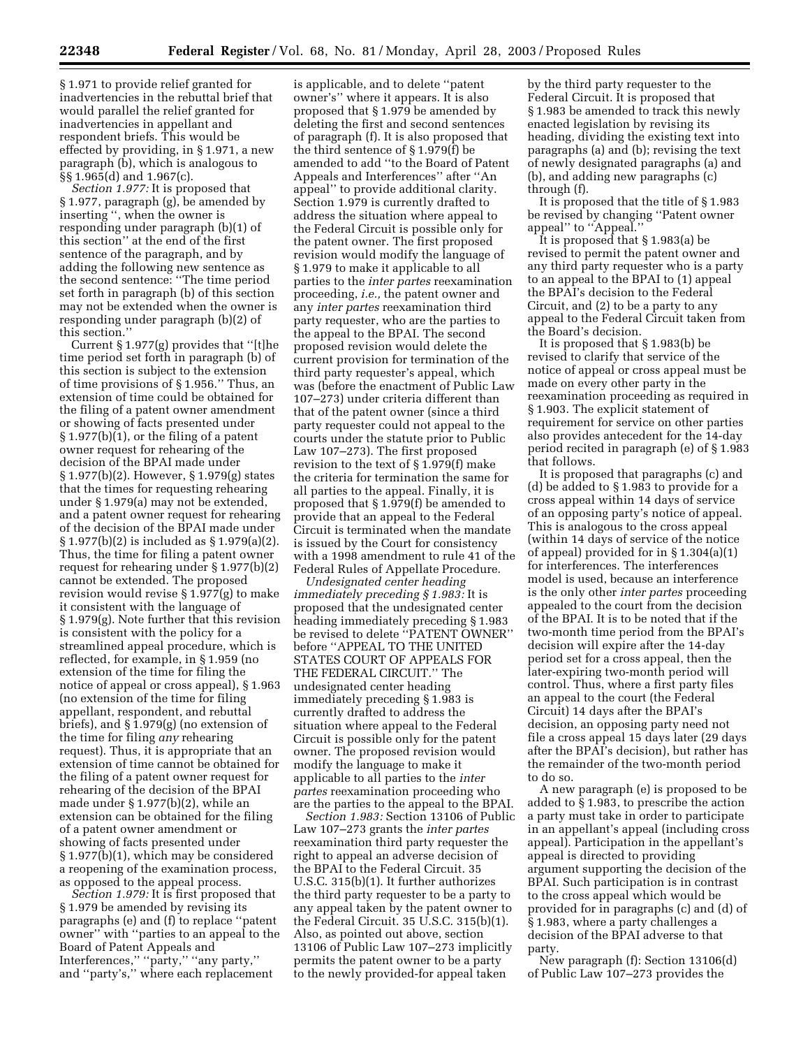§ 1.971 to provide relief granted for inadvertencies in the rebuttal brief that would parallel the relief granted for inadvertencies in appellant and respondent briefs. This would be effected by providing, in § 1.971, a new paragraph (b), which is analogous to §§ 1.965(d) and 1.967(c).

*Section 1.977:* It is proposed that § 1.977, paragraph (g), be amended by inserting '', when the owner is responding under paragraph (b)(1) of this section'' at the end of the first sentence of the paragraph, and by adding the following new sentence as the second sentence: ''The time period set forth in paragraph (b) of this section may not be extended when the owner is responding under paragraph (b)(2) of this section.''

Current § 1.977(g) provides that ''[t]he time period set forth in paragraph (b) of this section is subject to the extension of time provisions of § 1.956.'' Thus, an extension of time could be obtained for the filing of a patent owner amendment or showing of facts presented under § 1.977(b)(1), or the filing of a patent owner request for rehearing of the decision of the BPAI made under § 1.977(b)(2). However, § 1.979(g) states that the times for requesting rehearing under § 1.979(a) may not be extended, and a patent owner request for rehearing of the decision of the BPAI made under § 1.977(b)(2) is included as § 1.979(a)(2). Thus, the time for filing a patent owner request for rehearing under § 1.977(b)(2) cannot be extended. The proposed revision would revise § 1.977(g) to make it consistent with the language of § 1.979(g). Note further that this revision is consistent with the policy for a streamlined appeal procedure, which is reflected, for example, in § 1.959 (no extension of the time for filing the notice of appeal or cross appeal), § 1.963 (no extension of the time for filing appellant, respondent, and rebuttal briefs), and § 1.979(g) (no extension of the time for filing *any* rehearing request). Thus, it is appropriate that an extension of time cannot be obtained for the filing of a patent owner request for rehearing of the decision of the BPAI made under § 1.977(b)(2), while an extension can be obtained for the filing of a patent owner amendment or showing of facts presented under § 1.977(b)(1), which may be considered a reopening of the examination process, as opposed to the appeal process.

*Section 1.979:* It is first proposed that § 1.979 be amended by revising its paragraphs (e) and (f) to replace ''patent owner'' with ''parties to an appeal to the Board of Patent Appeals and Interferences,'' ''party,'' ''any party,'' and ''party's,'' where each replacement is applicable, and to delete ''patent owner's'' where it appears. It is also proposed that § 1.979 be amended by deleting the first and second sentences of paragraph (f). It is also proposed that the third sentence of § 1.979(f) be amended to add ''to the Board of Patent Appeals and Interferences'' after ''An appeal'' to provide additional clarity. Section 1.979 is currently drafted to address the situation where appeal to the Federal Circuit is possible only for the patent owner. The first proposed revision would modify the language of § 1.979 to make it applicable to all parties to the *inter partes* reexamination proceeding, *i.e.,* the patent owner and any *inter partes* reexamination third party requester, who are the parties to the appeal to the BPAI. The second proposed revision would delete the current provision for termination of the third party requester's appeal, which was (before the enactment of Public Law 107–273) under criteria different than that of the patent owner (since a third party requester could not appeal to the courts under the statute prior to Public Law 107–273). The first proposed revision to the text of § 1.979(f) make the criteria for termination the same for all parties to the appeal. Finally, it is proposed that § 1.979(f) be amended to provide that an appeal to the Federal Circuit is terminated when the mandate is issued by the Court for consistency with a 1998 amendment to rule 41 of the Federal Rules of Appellate Procedure.

*Undesignated center heading immediately preceding § 1.983:* It is proposed that the undesignated center heading immediately preceding § 1.983 be revised to delete ''PATENT OWNER'' before ''APPEAL TO THE UNITED STATES COURT OF APPEALS FOR THE FEDERAL CIRCUIT.'' The undesignated center heading immediately preceding § 1.983 is currently drafted to address the situation where appeal to the Federal Circuit is possible only for the patent owner. The proposed revision would modify the language to make it applicable to all parties to the *inter partes* reexamination proceeding who are the parties to the appeal to the BPAI.

*Section 1.983:* Section 13106 of Public Law 107–273 grants the *inter partes* reexamination third party requester the right to appeal an adverse decision of the BPAI to the Federal Circuit. 35 U.S.C. 315(b)(1). It further authorizes the third party requester to be a party to any appeal taken by the patent owner to the Federal Circuit. 35 U.S.C. 315(b)(1). Also, as pointed out above, section 13106 of Public Law 107–273 implicitly permits the patent owner to be a party to the newly provided-for appeal taken by the third party requester to the Federal Circuit. It is proposed that § 1.983 be amended to track this newly enacted legislation by revising its heading, dividing the existing text into paragraphs (a) and (b); revising the text of newly designated paragraphs (a) and (b), and adding new paragraphs (c) through (f).

It is proposed that the title of § 1.983 be revised by changing ''Patent owner appeal'' to ''Appeal.''

It is proposed that § 1.983(a) be revised to permit the patent owner and any third party requester who is a party to an appeal to the BPAI to (1) appeal the BPAI's decision to the Federal Circuit, and (2) to be a party to any appeal to the Federal Circuit taken from the Board's decision.

It is proposed that § 1.983(b) be revised to clarify that service of the notice of appeal or cross appeal must be made on every other party in the reexamination proceeding as required in § 1.903. The explicit statement of requirement for service on other parties also provides antecedent for the 14-day period recited in paragraph (e) of § 1.983 that follows.

It is proposed that paragraphs (c) and (d) be added to § 1.983 to provide for a cross appeal within 14 days of service of an opposing party's notice of appeal. This is analogous to the cross appeal (within 14 days of service of the notice of appeal) provided for in § 1.304(a)(1) for interferences. The interferences model is used, because an interference is the only other *inter partes* proceeding appealed to the court from the decision of the BPAI. It is to be noted that if the two-month time period from the BPAI's decision will expire after the 14-day period set for a cross appeal, then the later-expiring two-month period will control. Thus, where a first party files an appeal to the court (the Federal Circuit) 14 days after the BPAI's decision, an opposing party need not file a cross appeal 15 days later (29 days after the BPAI's decision), but rather has the remainder of the two-month period to do so.

A new paragraph (e) is proposed to be added to § 1.983, to prescribe the action a party must take in order to participate in an appellant's appeal (including cross appeal). Participation in the appellant's appeal is directed to providing argument supporting the decision of the BPAI. Such participation is in contrast to the cross appeal which would be provided for in paragraphs (c) and (d) of § 1.983, where a party challenges a decision of the BPAI adverse to that party.

New paragraph (f): Section 13106(d) of Public Law 107–273 provides the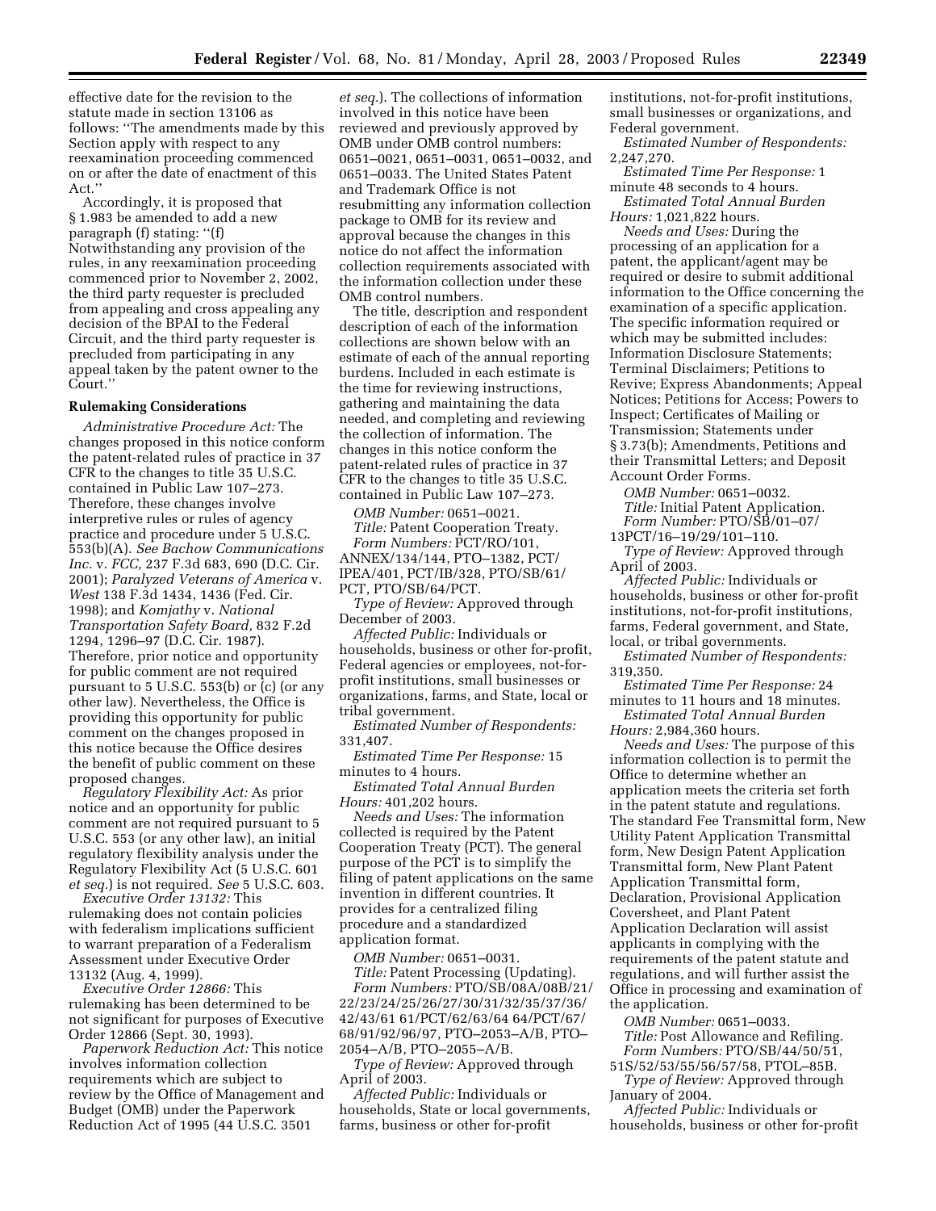effective date for the revision to the statute made in section 13106 as follows: "The amendments made by this Section apply with respect to any reexamination proceeding commenced on or after the date of enactment of this Act."

Accordingly, it is proposed that § 1.983 be amended to add a new paragraph (f) stating: "(f) Notwithstanding any provision of the rules, in any reexamination proceeding commenced prior to November 2, 2002, the third party requester is precluded from appealing and cross appealing any decision of the BPAI to the Federal Circuit, and the third party requester is precluded from participating in any appeal taken by the patent owner to the Court."

**Rulemaking Considerations**

*Administrative Procedure Act:* The changes proposed in this notice conform the patent-related rules of practice in 37 CFR to the changes to title 35 U.S.C. contained in Public Law 107–273. Therefore, these changes involve interpretive rules or rules of agency practice and procedure under 5 U.S.C. 553(b)(A). *See Bachow Communications Inc.* v. *FCC,* 237 F.3d 683, 690 (D.C. Cir. 2001); *Paralyzed Veterans of America* v. *West* 138 F.3d 1434, 1436 (Fed. Cir. 1998); and *Komjathy* v. *National Transportation Safety Board,* 832 F.2d 1294, 1296–97 (D.C. Cir. 1987). Therefore, prior notice and opportunity for public comment are not required pursuant to 5 U.S.C. 553(b) or (c) (or any other law). Nevertheless, the Office is providing this opportunity for public comment on the changes proposed in this notice because the Office desires the benefit of public comment on these proposed changes.

*Regulatory Flexibility Act:* As prior notice and an opportunity for public comment are not required pursuant to 5 U.S.C. 553 (or any other law), an initial regulatory flexibility analysis under the Regulatory Flexibility Act (5 U.S.C. 601 *et seq.*) is not required. *See* 5 U.S.C. 603.

*Executive Order 13132:* This rulemaking does not contain policies with federalism implications sufficient to warrant preparation of a Federalism Assessment under Executive Order 13132 (Aug. 4, 1999).

*Executive Order 12866:* This rulemaking has been determined to be not significant for purposes of Executive Order 12866 (Sept. 30, 1993).

*Paperwork Reduction Act:* This notice involves information collection requirements which are subject to review by the Office of Management and Budget (OMB) under the Paperwork Reduction Act of 1995 (44 U.S.C. 3501 *et seq.*). The collections of information involved in this notice have been reviewed and previously approved by OMB under OMB control numbers: 0651–0021, 0651–0031, 0651–0032, and 0651–0033. The United States Patent and Trademark Office is not resubmitting any information collection package to OMB for its review and approval because the changes in this notice do not affect the information collection requirements associated with the information collection under these OMB control numbers.

The title, description and respondent description of each of the information collections are shown below with an estimate of each of the annual reporting burdens. Included in each estimate is the time for reviewing instructions, gathering and maintaining the data needed, and completing and reviewing the collection of information. The changes in this notice conform the patent-related rules of practice in 37 CFR to the changes to title 35 U.S.C. contained in Public Law 107–273.

*OMB Number:* 0651–0021.
*Title:* Patent Cooperation Treaty.
*Form Numbers:* PCT/RO/101, ANNEX/134/144, PTO–1382, PCT/IPEA/401, PCT/IB/328, PTO/SB/61/PCT, PTO/SB/64/PCT.
*Type of Review:* Approved through December of 2003.
*Affected Public:* Individuals or households, business or other for-profit, Federal agencies or employees, not-for-profit institutions, small businesses or organizations, farms, and State, local or tribal government.
*Estimated Number of Respondents:* 331,407.
*Estimated Time Per Response:* 15 minutes to 4 hours.
*Estimated Total Annual Burden Hours:* 401,202 hours.
*Needs and Uses:* The information collected is required by the Patent Cooperation Treaty (PCT). The general purpose of the PCT is to simplify the filing of patent applications on the same invention in different countries. It provides for a centralized filing procedure and a standardized application format.

*OMB Number:* 0651–0031.
*Title:* Patent Processing (Updating).
*Form Numbers:* PTO/SB/08A/08B/21/22/23/24/25/26/27/30/31/32/35/37/36/42/43/61 61/PCT/62/63/64 64/PCT/67/68/91/92/96/97, PTO–2053–A/B, PTO–2054–A/B, PTO–2055–A/B.
*Type of Review:* Approved through April of 2003.
*Affected Public:* Individuals or households, State or local governments, farms, business or other for-profit institutions, not-for-profit institutions, small businesses or organizations, and Federal government.
*Estimated Number of Respondents:* 2,247,270.
*Estimated Time Per Response:* 1 minute 48 seconds to 4 hours.
*Estimated Total Annual Burden Hours:* 1,021,822 hours.
*Needs and Uses:* During the processing of an application for a patent, the applicant/agent may be required or desire to submit additional information to the Office concerning the examination of a specific application. The specific information required or which may be submitted includes: Information Disclosure Statements; Terminal Disclaimers; Petitions to Revive; Express Abandonments; Appeal Notices; Petitions for Access; Powers to Inspect; Certificates of Mailing or Transmission; Statements under § 3.73(b); Amendments, Petitions and their Transmittal Letters; and Deposit Account Order Forms.

*OMB Number:* 0651–0032.
*Title:* Initial Patent Application.
*Form Number:* PTO/SB/01–07/13PCT/16–19/29/101–110.
*Type of Review:* Approved through April of 2003.
*Affected Public:* Individuals or households, business or other for-profit institutions, not-for-profit institutions, farms, Federal government, and State, local, or tribal governments.
*Estimated Number of Respondents:* 319,350.
*Estimated Time Per Response:* 24 minutes to 11 hours and 18 minutes.
*Estimated Total Annual Burden Hours:* 2,984,360 hours.
*Needs and Uses:* The purpose of this information collection is to permit the Office to determine whether an application meets the criteria set forth in the patent statute and regulations. The standard Fee Transmittal form, New Utility Patent Application Transmittal form, New Design Patent Application Transmittal form, New Plant Patent Application Transmittal form, Declaration, Provisional Application Coversheet, and Plant Patent Application Declaration will assist applicants in complying with the requirements of the patent statute and regulations, and will further assist the Office in processing and examination of the application.

*OMB Number:* 0651–0033.
*Title:* Post Allowance and Refiling.
*Form Numbers:* PTO/SB/44/50/51, 51S/52/53/55/56/57/58, PTOL–85B.
*Type of Review:* Approved through January of 2004.
*Affected Public:* Individuals or households, business or other for-profit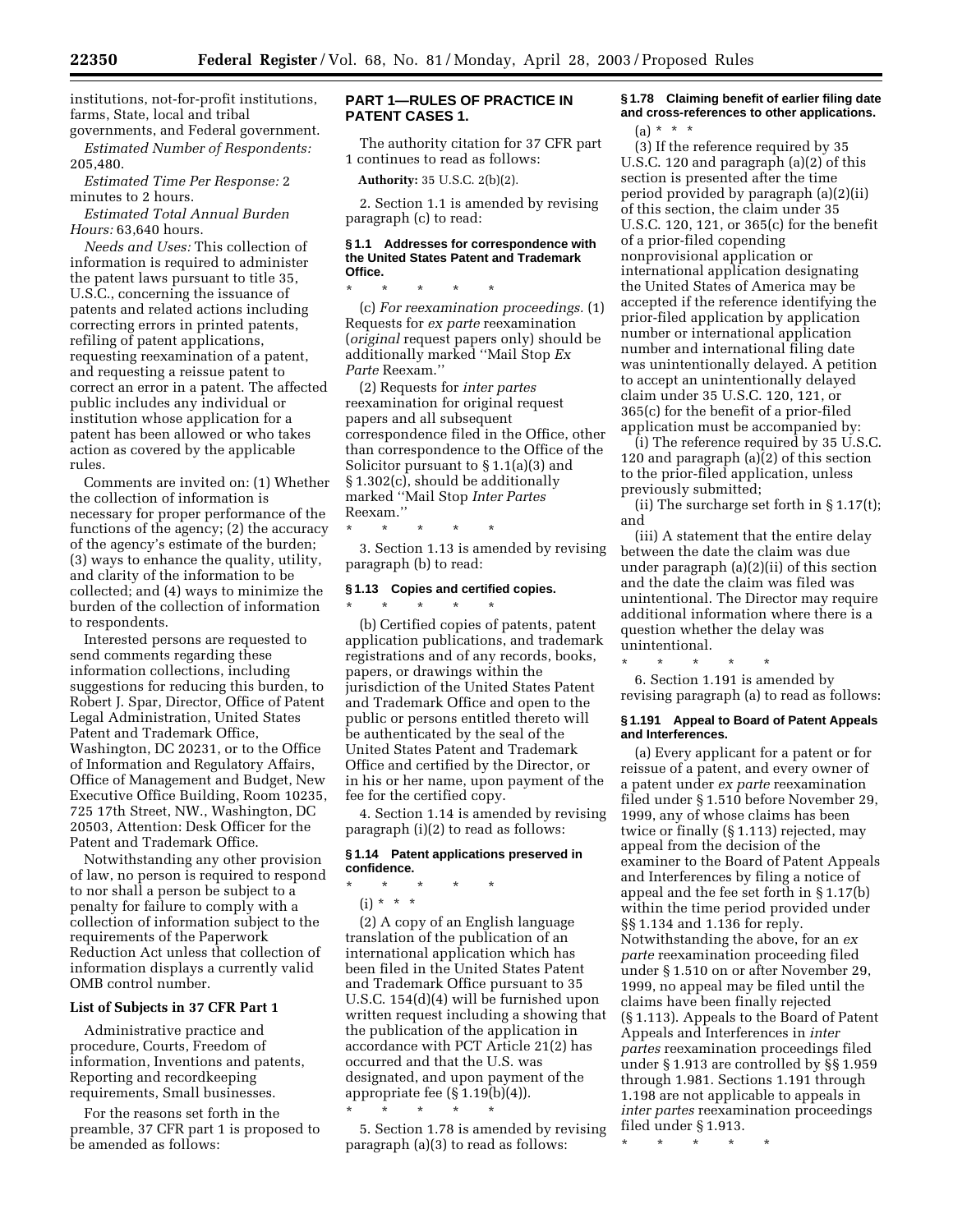institutions, not-for-profit institutions, farms, State, local and tribal governments, and Federal government.

*Estimated Number of Respondents:* 205,480.

*Estimated Time Per Response:* 2 minutes to 2 hours.

*Estimated Total Annual Burden Hours:* 63,640 hours.

*Needs and Uses:* This collection of information is required to administer the patent laws pursuant to title 35, U.S.C., concerning the issuance of patents and related actions including correcting errors in printed patents, refiling of patent applications, requesting reexamination of a patent, and requesting a reissue patent to correct an error in a patent. The affected public includes any individual or institution whose application for a patent has been allowed or who takes action as covered by the applicable rules.

Comments are invited on: (1) Whether the collection of information is necessary for proper performance of the functions of the agency; (2) the accuracy of the agency's estimate of the burden; (3) ways to enhance the quality, utility, and clarity of the information to be collected; and (4) ways to minimize the burden of the collection of information to respondents.

Interested persons are requested to send comments regarding these information collections, including suggestions for reducing this burden, to Robert J. Spar, Director, Office of Patent Legal Administration, United States Patent and Trademark Office, Washington, DC 20231, or to the Office of Information and Regulatory Affairs, Office of Management and Budget, New Executive Office Building, Room 10235, 725 17th Street, NW., Washington, DC 20503, Attention: Desk Officer for the Patent and Trademark Office.

Notwithstanding any other provision of law, no person is required to respond to nor shall a person be subject to a penalty for failure to comply with a collection of information subject to the requirements of the Paperwork Reduction Act unless that collection of information displays a currently valid OMB control number.

### List of Subjects in 37 CFR Part 1

Administrative practice and procedure, Courts, Freedom of information, Inventions and patents, Reporting and recordkeeping requirements, Small businesses.

For the reasons set forth in the preamble, 37 CFR part 1 is proposed to be amended as follows:

## PART 1—RULES OF PRACTICE IN PATENT CASES 1.

The authority citation for 37 CFR part 1 continues to read as follows:

**Authority:** 35 U.S.C. 2(b)(2).

2. Section 1.1 is amended by revising paragraph (c) to read:

#### § 1.1 Addresses for correspondence with the United States Patent and Trademark Office.

\* \* \* \* \*

(c) *For reexamination proceedings.* (1) Requests for *ex parte* reexamination (*original* request papers only) should be additionally marked ''Mail Stop *Ex Parte* Reexam.''

(2) Requests for *inter partes* reexamination for original request papers and all subsequent correspondence filed in the Office, other than correspondence to the Office of the Solicitor pursuant to § 1.1(a)(3) and § 1.302(c), should be additionally marked ''Mail Stop *Inter Partes* Reexam.''

\* \* \* \* \*

3. Section 1.13 is amended by revising paragraph (b) to read:

#### § 1.13 Copies and certified copies.

\* \* \* \* \*

(b) Certified copies of patents, patent application publications, and trademark registrations and of any records, books, papers, or drawings within the jurisdiction of the United States Patent and Trademark Office and open to the public or persons entitled thereto will be authenticated by the seal of the United States Patent and Trademark Office and certified by the Director, or in his or her name, upon payment of the fee for the certified copy.

4. Section 1.14 is amended by revising paragraph (i)(2) to read as follows:

#### § 1.14 Patent applications preserved in confidence.

\* \* \* \* \*

(i) \* \* \*

(2) A copy of an English language translation of the publication of an international application which has been filed in the United States Patent and Trademark Office pursuant to 35 U.S.C. 154(d)(4) will be furnished upon written request including a showing that the publication of the application in accordance with PCT Article 21(2) has occurred and that the U.S. was designated, and upon payment of the appropriate fee (§ 1.19(b)(4)).

\* \* \* \* \*

5. Section 1.78 is amended by revising paragraph (a)(3) to read as follows:

#### § 1.78 Claiming benefit of earlier filing date and cross-references to other applications.

(a) \* \* \*

(3) If the reference required by 35 U.S.C. 120 and paragraph (a)(2) of this section is presented after the time period provided by paragraph (a)(2)(ii) of this section, the claim under 35 U.S.C. 120, 121, or 365(c) for the benefit of a prior-filed copending nonprovisional application or international application designating the United States of America may be accepted if the reference identifying the prior-filed application by application number or international application number and international filing date was unintentionally delayed. A petition to accept an unintentionally delayed claim under 35 U.S.C. 120, 121, or 365(c) for the benefit of a prior-filed application must be accompanied by:

(i) The reference required by 35 U.S.C. 120 and paragraph (a)(2) of this section to the prior-filed application, unless previously submitted;

(ii) The surcharge set forth in § 1.17(t); and

(iii) A statement that the entire delay between the date the claim was due under paragraph (a)(2)(ii) of this section and the date the claim was filed was unintentional. The Director may require additional information where there is a question whether the delay was unintentional.

\* \* \* \* \*

6. Section 1.191 is amended by revising paragraph (a) to read as follows:

#### § 1.191 Appeal to Board of Patent Appeals and Interferences.

(a) Every applicant for a patent or for reissue of a patent, and every owner of a patent under *ex parte* reexamination filed under § 1.510 before November 29, 1999, any of whose claims has been twice or finally (§ 1.113) rejected, may appeal from the decision of the examiner to the Board of Patent Appeals and Interferences by filing a notice of appeal and the fee set forth in § 1.17(b) within the time period provided under §§ 1.134 and 1.136 for reply. Notwithstanding the above, for an *ex parte* reexamination proceeding filed under § 1.510 on or after November 29, 1999, no appeal may be filed until the claims have been finally rejected (§ 1.113). Appeals to the Board of Patent Appeals and Interferences in *inter partes* reexamination proceedings filed under § 1.913 are controlled by §§ 1.959 through 1.981. Sections 1.191 through 1.198 are not applicable to appeals in *inter partes* reexamination proceedings filed under § 1.913.

\* \* \* \* \*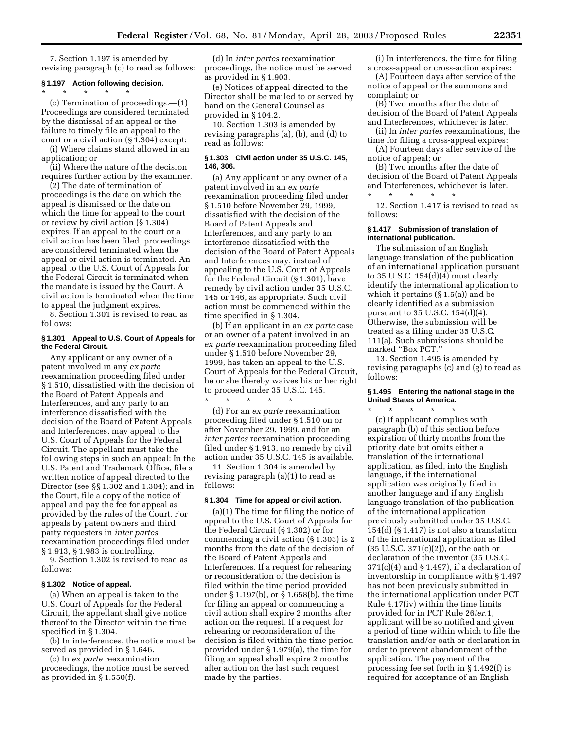7. Section 1.197 is amended by revising paragraph (c) to read as follows:

### § 1.197 Action following decision.

\* \* \* \* \*

(c) Termination of proceedings.—(1) Proceedings are considered terminated by the dismissal of an appeal or the failure to timely file an appeal to the court or a civil action (§ 1.304) except:

(i) Where claims stand allowed in an application; or

(ii) Where the nature of the decision requires further action by the examiner.

(2) The date of termination of proceedings is the date on which the appeal is dismissed or the date on which the time for appeal to the court or review by civil action (§ 1.304) expires. If an appeal to the court or a civil action has been filed, proceedings are considered terminated when the appeal or civil action is terminated. An appeal to the U.S. Court of Appeals for the Federal Circuit is terminated when the mandate is issued by the Court. A civil action is terminated when the time to appeal the judgment expires.

8. Section 1.301 is revised to read as follows:

### § 1.301 Appeal to U.S. Court of Appeals for the Federal Circuit.

Any applicant or any owner of a patent involved in any *ex parte* reexamination proceeding filed under § 1.510, dissatisfied with the decision of the Board of Patent Appeals and Interferences, and any party to an interference dissatisfied with the decision of the Board of Patent Appeals and Interferences, may appeal to the U.S. Court of Appeals for the Federal Circuit. The appellant must take the following steps in such an appeal: In the U.S. Patent and Trademark Office, file a written notice of appeal directed to the Director (see §§ 1.302 and 1.304); and in the Court, file a copy of the notice of appeal and pay the fee for appeal as provided by the rules of the Court. For appeals by patent owners and third party requesters in *inter partes* reexamination proceedings filed under § 1.913, § 1.983 is controlling.

9. Section 1.302 is revised to read as follows:

### § 1.302 Notice of appeal.

(a) When an appeal is taken to the U.S. Court of Appeals for the Federal Circuit, the appellant shall give notice thereof to the Director within the time specified in § 1.304.

(b) In interferences, the notice must be served as provided in § 1.646.

(c) In *ex parte* reexamination proceedings, the notice must be served as provided in § 1.550(f).

(d) In *inter partes* reexamination proceedings, the notice must be served as provided in § 1.903.

(e) Notices of appeal directed to the Director shall be mailed to or served by hand on the General Counsel as provided in § 104.2.

10. Section 1.303 is amended by revising paragraphs (a), (b), and (d) to read as follows:

### § 1.303 Civil action under 35 U.S.C. 145, 146, 306.

(a) Any applicant or any owner of a patent involved in an *ex parte* reexamination proceeding filed under § 1.510 before November 29, 1999, dissatisfied with the decision of the Board of Patent Appeals and Interferences, and any party to an interference dissatisfied with the decision of the Board of Patent Appeals and Interferences may, instead of appealing to the U.S. Court of Appeals for the Federal Circuit (§ 1.301), have remedy by civil action under 35 U.S.C. 145 or 146, as appropriate. Such civil action must be commenced within the time specified in § 1.304.

(b) If an applicant in an *ex parte* case or an owner of a patent involved in an *ex parte* reexamination proceeding filed under § 1.510 before November 29, 1999, has taken an appeal to the U.S. Court of Appeals for the Federal Circuit, he or she thereby waives his or her right to proceed under 35 U.S.C. 145.

\* \* \* \* \*

(d) For an *ex parte* reexamination proceeding filed under § 1.510 on or after November 29, 1999, and for an *inter partes* reexamination proceeding filed under § 1.913, no remedy by civil action under 35 U.S.C. 145 is available.

11. Section 1.304 is amended by revising paragraph (a)(1) to read as follows:

### § 1.304 Time for appeal or civil action.

(a)(1) The time for filing the notice of appeal to the U.S. Court of Appeals for the Federal Circuit (§ 1.302) or for commencing a civil action (§ 1.303) is 2 months from the date of the decision of the Board of Patent Appeals and Interferences. If a request for rehearing or reconsideration of the decision is filed within the time period provided under § 1.197(b), or § 1.658(b), the time for filing an appeal or commencing a civil action shall expire 2 months after action on the request. If a request for rehearing or reconsideration of the decision is filed within the time period provided under § 1.979(a), the time for filing an appeal shall expire 2 months after action on the last such request made by the parties.

(i) In interferences, the time for filing a cross-appeal or cross-action expires:

(A) Fourteen days after service of the notice of appeal or the summons and complaint; or

(B) Two months after the date of decision of the Board of Patent Appeals and Interferences, whichever is later.

(ii) In *inter partes* reexaminations, the time for filing a cross-appeal expires:

(A) Fourteen days after service of the notice of appeal; or

(B) Two months after the date of decision of the Board of Patent Appeals and Interferences, whichever is later.

\* \* \* \* \*

12. Section 1.417 is revised to read as follows:

### § 1.417 Submission of translation of international publication.

The submission of an English language translation of the publication of an international application pursuant to 35 U.S.C. 154(d)(4) must clearly identify the international application to which it pertains (§ 1.5(a)) and be clearly identified as a submission pursuant to 35 U.S.C. 154(d)(4). Otherwise, the submission will be treated as a filing under 35 U.S.C. 111(a). Such submissions should be marked ''Box PCT.''

13. Section 1.495 is amended by revising paragraphs (c) and (g) to read as follows:

### § 1.495 Entering the national stage in the United States of America.

\* \* \* \* \*

(c) If applicant complies with paragraph (b) of this section before expiration of thirty months from the priority date but omits either a translation of the international application, as filed, into the English language, if the international application was originally filed in another language and if any English language translation of the publication of the international application previously submitted under 35 U.S.C. 154(d) (§ 1.417) is not also a translation of the international application as filed (35 U.S.C. 371(c)(2)), or the oath or declaration of the inventor (35 U.S.C. 371(c)(4) and § 1.497), if a declaration of inventorship in compliance with § 1.497 has not been previously submitted in the international application under PCT Rule 4.17(iv) within the time limits provided for in PCT Rule 26*ter*.1, applicant will be so notified and given a period of time within which to file the translation and/or oath or declaration in order to prevent abandonment of the application. The payment of the processing fee set forth in § 1.492(f) is required for acceptance of an English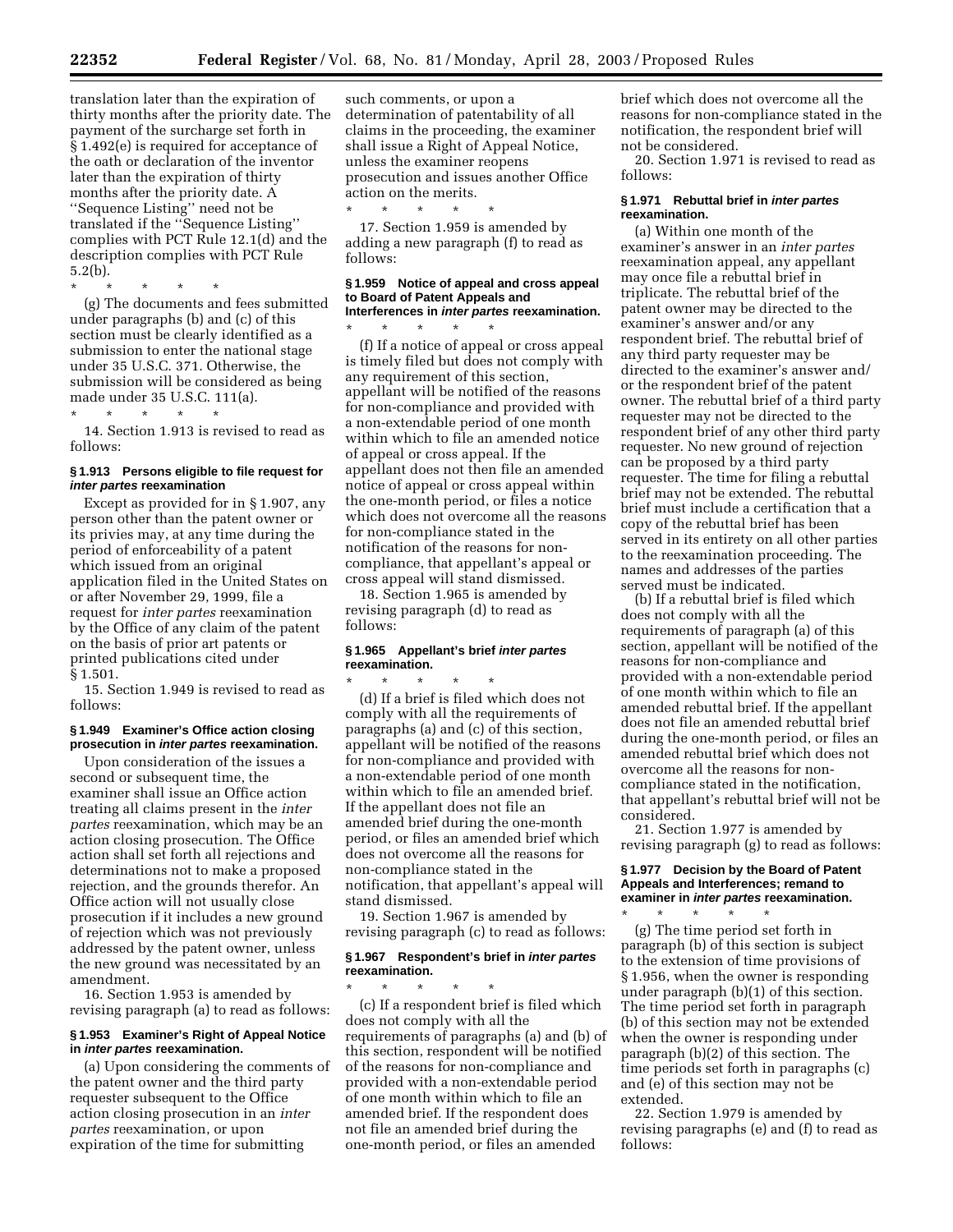translation later than the expiration of thirty months after the priority date. The payment of the surcharge set forth in § 1.492(e) is required for acceptance of the oath or declaration of the inventor later than the expiration of thirty months after the priority date. A ''Sequence Listing'' need not be translated if the ''Sequence Listing'' complies with PCT Rule 12.1(d) and the description complies with PCT Rule 5.2(b).

\* \* \* \* \*

(g) The documents and fees submitted under paragraphs (b) and (c) of this section must be clearly identified as a submission to enter the national stage under 35 U.S.C. 371. Otherwise, the submission will be considered as being made under 35 U.S.C. 111(a).

\* \* \* \* \*

14. Section 1.913 is revised to read as follows:

#### § 1.913 Persons eligible to file request for *inter partes* reexamination

Except as provided for in § 1.907, any person other than the patent owner or its privies may, at any time during the period of enforceability of a patent which issued from an original application filed in the United States on or after November 29, 1999, file a request for *inter partes* reexamination by the Office of any claim of the patent on the basis of prior art patents or printed publications cited under § 1.501.

15. Section 1.949 is revised to read as follows:

#### § 1.949 Examiner's Office action closing prosecution in *inter partes* reexamination.

Upon consideration of the issues a second or subsequent time, the examiner shall issue an Office action treating all claims present in the *inter partes* reexamination, which may be an action closing prosecution. The Office action shall set forth all rejections and determinations not to make a proposed rejection, and the grounds therefor. An Office action will not usually close prosecution if it includes a new ground of rejection which was not previously addressed by the patent owner, unless the new ground was necessitated by an amendment.

16. Section 1.953 is amended by revising paragraph (a) to read as follows:

#### § 1.953 Examiner's Right of Appeal Notice in *inter partes* reexamination.

(a) Upon considering the comments of the patent owner and the third party requester subsequent to the Office action closing prosecution in an *inter partes* reexamination, or upon expiration of the time for submitting such comments, or upon a determination of patentability of all claims in the proceeding, the examiner shall issue a Right of Appeal Notice, unless the examiner reopens prosecution and issues another Office action on the merits.

\* \* \* \* \*

17. Section 1.959 is amended by adding a new paragraph (f) to read as follows:

#### § 1.959 Notice of appeal and cross appeal to Board of Patent Appeals and Interferences in *inter partes* reexamination.

\* \* \* \* \*

(f) If a notice of appeal or cross appeal is timely filed but does not comply with any requirement of this section, appellant will be notified of the reasons for non-compliance and provided with a non-extendable period of one month within which to file an amended notice of appeal or cross appeal. If the appellant does not then file an amended notice of appeal or cross appeal within the one-month period, or files a notice which does not overcome all the reasons for non-compliance stated in the notification of the reasons for non-compliance, that appellant's appeal or cross appeal will stand dismissed.

18. Section 1.965 is amended by revising paragraph (d) to read as follows:

#### § 1.965 Appellant's brief *inter partes* reexamination.

\* \* \* \* \*

(d) If a brief is filed which does not comply with all the requirements of paragraphs (a) and (c) of this section, appellant will be notified of the reasons for non-compliance and provided with a non-extendable period of one month within which to file an amended brief. If the appellant does not file an amended brief during the one-month period, or files an amended brief which does not overcome all the reasons for non-compliance stated in the notification, that appellant's appeal will stand dismissed.

19. Section 1.967 is amended by revising paragraph (c) to read as follows:

#### § 1.967 Respondent's brief in *inter partes* reexamination.

\* \* \* \* \*

(c) If a respondent brief is filed which does not comply with all the requirements of paragraphs (a) and (b) of this section, respondent will be notified of the reasons for non-compliance and provided with a non-extendable period of one month within which to file an amended brief. If the respondent does not file an amended brief during the one-month period, or files an amended brief which does not overcome all the reasons for non-compliance stated in the notification, the respondent brief will not be considered.

20. Section 1.971 is revised to read as follows:

#### § 1.971 Rebuttal brief in *inter partes* reexamination.

(a) Within one month of the examiner's answer in an *inter partes* reexamination appeal, any appellant may once file a rebuttal brief in triplicate. The rebuttal brief of the patent owner may be directed to the examiner's answer and/or any respondent brief. The rebuttal brief of any third party requester may be directed to the examiner's answer and/or the respondent brief of the patent owner. The rebuttal brief of a third party requester may not be directed to the respondent brief of any other third party requester. No new ground of rejection can be proposed by a third party requester. The time for filing a rebuttal brief may not be extended. The rebuttal brief must include a certification that a copy of the rebuttal brief has been served in its entirety on all other parties to the reexamination proceeding. The names and addresses of the parties served must be indicated.

(b) If a rebuttal brief is filed which does not comply with all the requirements of paragraph (a) of this section, appellant will be notified of the reasons for non-compliance and provided with a non-extendable period of one month within which to file an amended rebuttal brief. If the appellant does not file an amended rebuttal brief during the one-month period, or files an amended rebuttal brief which does not overcome all the reasons for non-compliance stated in the notification, that appellant's rebuttal brief will not be considered.

21. Section 1.977 is amended by revising paragraph (g) to read as follows:

#### § 1.977 Decision by the Board of Patent Appeals and Interferences; remand to examiner in *inter partes* reexamination.

\* \* \* \* \*

(g) The time period set forth in paragraph (b) of this section is subject to the extension of time provisions of § 1.956, when the owner is responding under paragraph (b)(1) of this section. The time period set forth in paragraph (b) of this section may not be extended when the owner is responding under paragraph (b)(2) of this section. The time periods set forth in paragraphs (c) and (e) of this section may not be extended.

22. Section 1.979 is amended by revising paragraphs (e) and (f) to read as follows: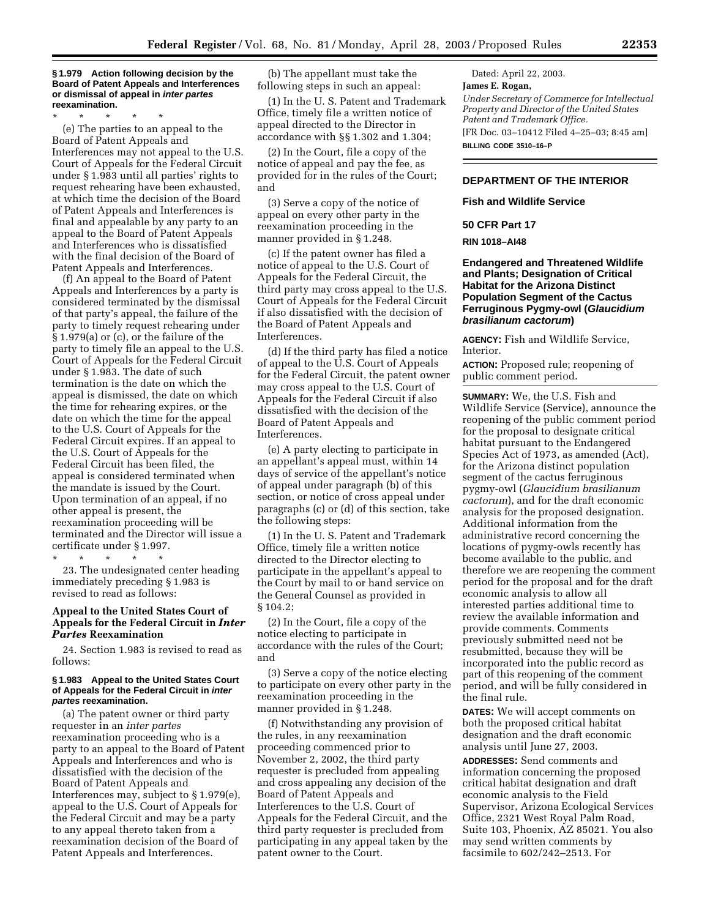**§ 1.979 Action following decision by the Board of Patent Appeals and Interferences or dismissal of appeal in *inter partes* reexamination.**

* * * * *

(e) The parties to an appeal to the Board of Patent Appeals and Interferences may not appeal to the U.S. Court of Appeals for the Federal Circuit under § 1.983 until all parties' rights to request rehearing have been exhausted, at which time the decision of the Board of Patent Appeals and Interferences is final and appealable by any party to an appeal to the Board of Patent Appeals and Interferences who is dissatisfied with the final decision of the Board of Patent Appeals and Interferences.

(f) An appeal to the Board of Patent Appeals and Interferences by a party is considered terminated by the dismissal of that party's appeal, the failure of the party to timely request rehearing under § 1.979(a) or (c), or the failure of the party to timely file an appeal to the U.S. Court of Appeals for the Federal Circuit under § 1.983. The date of such termination is the date on which the appeal is dismissed, the date on which the time for rehearing expires, or the date on which the time for the appeal to the U.S. Court of Appeals for the Federal Circuit expires. If an appeal to the U.S. Court of Appeals for the Federal Circuit has been filed, the appeal is considered terminated when the mandate is issued by the Court. Upon termination of an appeal, if no other appeal is present, the reexamination proceeding will be terminated and the Director will issue a certificate under § 1.997.

* * * * *

23. The undesignated center heading immediately preceding § 1.983 is revised to read as follows:

**Appeal to the United States Court of Appeals for the Federal Circuit in *Inter Partes* Reexamination**

24. Section 1.983 is revised to read as follows:

**§ 1.983 Appeal to the United States Court of Appeals for the Federal Circuit in *inter partes* reexamination.**

(a) The patent owner or third party requester in an *inter partes* reexamination proceeding who is a party to an appeal to the Board of Patent Appeals and Interferences and who is dissatisfied with the decision of the Board of Patent Appeals and Interferences may, subject to § 1.979(e), appeal to the U.S. Court of Appeals for the Federal Circuit and may be a party to any appeal thereto taken from a reexamination decision of the Board of Patent Appeals and Interferences.

(b) The appellant must take the following steps in such an appeal:

(1) In the U. S. Patent and Trademark Office, timely file a written notice of appeal directed to the Director in accordance with §§ 1.302 and 1.304;

(2) In the Court, file a copy of the notice of appeal and pay the fee, as provided for in the rules of the Court; and

(3) Serve a copy of the notice of appeal on every other party in the reexamination proceeding in the manner provided in § 1.248.

(c) If the patent owner has filed a notice of appeal to the U.S. Court of Appeals for the Federal Circuit, the third party may cross appeal to the U.S. Court of Appeals for the Federal Circuit if also dissatisfied with the decision of the Board of Patent Appeals and Interferences.

(d) If the third party has filed a notice of appeal to the U.S. Court of Appeals for the Federal Circuit, the patent owner may cross appeal to the U.S. Court of Appeals for the Federal Circuit if also dissatisfied with the decision of the Board of Patent Appeals and Interferences.

(e) A party electing to participate in an appellant's appeal must, within 14 days of service of the appellant's notice of appeal under paragraph (b) of this section, or notice of cross appeal under paragraphs (c) or (d) of this section, take the following steps:

(1) In the U. S. Patent and Trademark Office, timely file a written notice directed to the Director electing to participate in the appellant's appeal to the Court by mail to or hand service on the General Counsel as provided in § 104.2;

(2) In the Court, file a copy of the notice electing to participate in accordance with the rules of the Court; and

(3) Serve a copy of the notice electing to participate on every other party in the reexamination proceeding in the manner provided in § 1.248.

(f) Notwithstanding any provision of the rules, in any reexamination proceeding commenced prior to November 2, 2002, the third party requester is precluded from appealing and cross appealing any decision of the Board of Patent Appeals and Interferences to the U.S. Court of Appeals for the Federal Circuit, and the third party requester is precluded from participating in any appeal taken by the patent owner to the Court.

Dated: April 22, 2003.

**James E. Rogan,**

*Under Secretary of Commerce for Intellectual Property and Director of the United States Patent and Trademark Office.*

[FR Doc. 03–10412 Filed 4–25–03; 8:45 am]

**BILLING CODE 3510–16–P**

---

## DEPARTMENT OF THE INTERIOR

### Fish and Wildlife Service

### 50 CFR Part 17

**RIN 1018–AI48**

### Endangered and Threatened Wildlife and Plants; Designation of Critical Habitat for the Arizona Distinct Population Segment of the Cactus Ferruginous Pygmy-owl (*Glaucidium brasilianum cactorum*)

**AGENCY:** Fish and Wildlife Service, Interior.

**ACTION:** Proposed rule; reopening of public comment period.

**SUMMARY:** We, the U.S. Fish and Wildlife Service (Service), announce the reopening of the public comment period for the proposal to designate critical habitat pursuant to the Endangered Species Act of 1973, as amended (Act), for the Arizona distinct population segment of the cactus ferruginous pygmy-owl (*Glaucidium brasilianum cactorum*), and for the draft economic analysis for the proposed designation. Additional information from the administrative record concerning the locations of pygmy-owls recently has become available to the public, and therefore we are reopening the comment period for the proposal and for the draft economic analysis to allow all interested parties additional time to review the available information and provide comments. Comments previously submitted need not be resubmitted, because they will be incorporated into the public record as part of this reopening of the comment period, and will be fully considered in the final rule.

**DATES:** We will accept comments on both the proposed critical habitat designation and the draft economic analysis until June 27, 2003.

**ADDRESSES:** Send comments and information concerning the proposed critical habitat designation and draft economic analysis to the Field Supervisor, Arizona Ecological Services Office, 2321 West Royal Palm Road, Suite 103, Phoenix, AZ 85021. You also may send written comments by facsimile to 602/242–2513. For